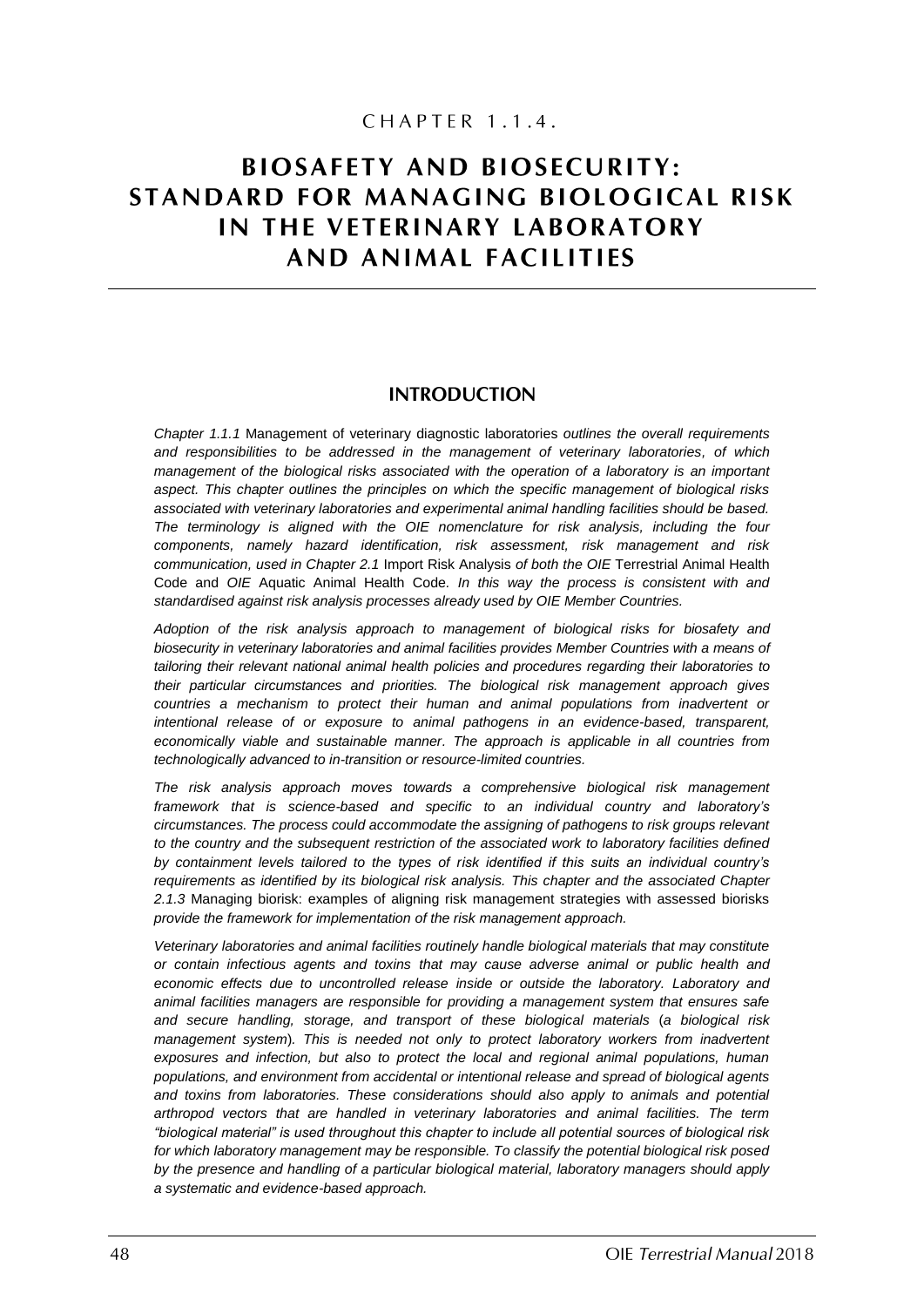CHAPTER 1.1.4.

# BIOSAFETY AND BIOSECURITY: STANDARD FOR MANAGING BIOLOGICAL RISK IN THE VETERINARY LABORATORY AND ANIMAL FACILITIES

## INTRODUCTION

*Chapter 1.1.1* Management of veterinary diagnostic laboratories *outlines the overall requirements and responsibilities to be addressed in the management of veterinary laboratories, of which management of the biological risks associated with the operation of a laboratory is an important aspect. This chapter outlines the principles on which the specific management of biological risks associated with veterinary laboratories and experimental animal handling facilities should be based. The terminology is aligned with the OIE nomenclature for risk analysis, including the four components, namely hazard identification, risk assessment, risk management and risk communication, used in Chapter 2.1* Import Risk Analysis *of both the OIE* Terrestrial Animal Health Code and *OIE* Aquatic Animal Health Code. *In this way the process is consistent with and standardised against risk analysis processes already used by OIE Member Countries.*

*Adoption of the risk analysis approach to management of biological risks for biosafety and biosecurity in veterinary laboratories and animal facilities provides Member Countries with a means of tailoring their relevant national animal health policies and procedures regarding their laboratories to their particular circumstances and priorities. The biological risk management approach gives countries a mechanism to protect their human and animal populations from inadvertent or intentional release of or exposure to animal pathogens in an evidence-based, transparent, economically viable and sustainable manner. The approach is applicable in all countries from technologically advanced to in-transition or resource-limited countries.*

*The risk analysis approach moves towards a comprehensive biological risk management framework that is science-based and specific to an individual country and laboratory's circumstances. The process could accommodate the assigning of pathogens to risk groups relevant to the country and the subsequent restriction of the associated work to laboratory facilities defined by containment levels tailored to the types of risk identified if this suits an individual country's requirements as identified by its biological risk analysis. This chapter and the associated Chapter 2.1.3* Managing biorisk: examples of aligning risk management strategies with assessed biorisks *provide the framework for implementation of the risk management approach.*

*Veterinary laboratories and animal facilities routinely handle biological materials that may constitute or contain infectious agents and toxins that may cause adverse animal or public health and economic effects due to uncontrolled release inside or outside the laboratory. Laboratory and animal facilities managers are responsible for providing a management system that ensures safe and secure handling, storage, and transport of these biological materials (a biological risk management system). This is needed not only to protect laboratory workers from inadvertent exposures and infection, but also to protect the local and regional animal populations, human populations, and environment from accidental or intentional release and spread of biological agents and toxins from laboratories. These considerations should also apply to animals and potential arthropod vectors that are handled in veterinary laboratories and animal facilities. The term "biological material" is used throughout this chapter to include all potential sources of biological risk for which laboratory management may be responsible. To classify the potential biological risk posed by the presence and handling of a particular biological material, laboratory managers should apply a systematic and evidence-based approach.*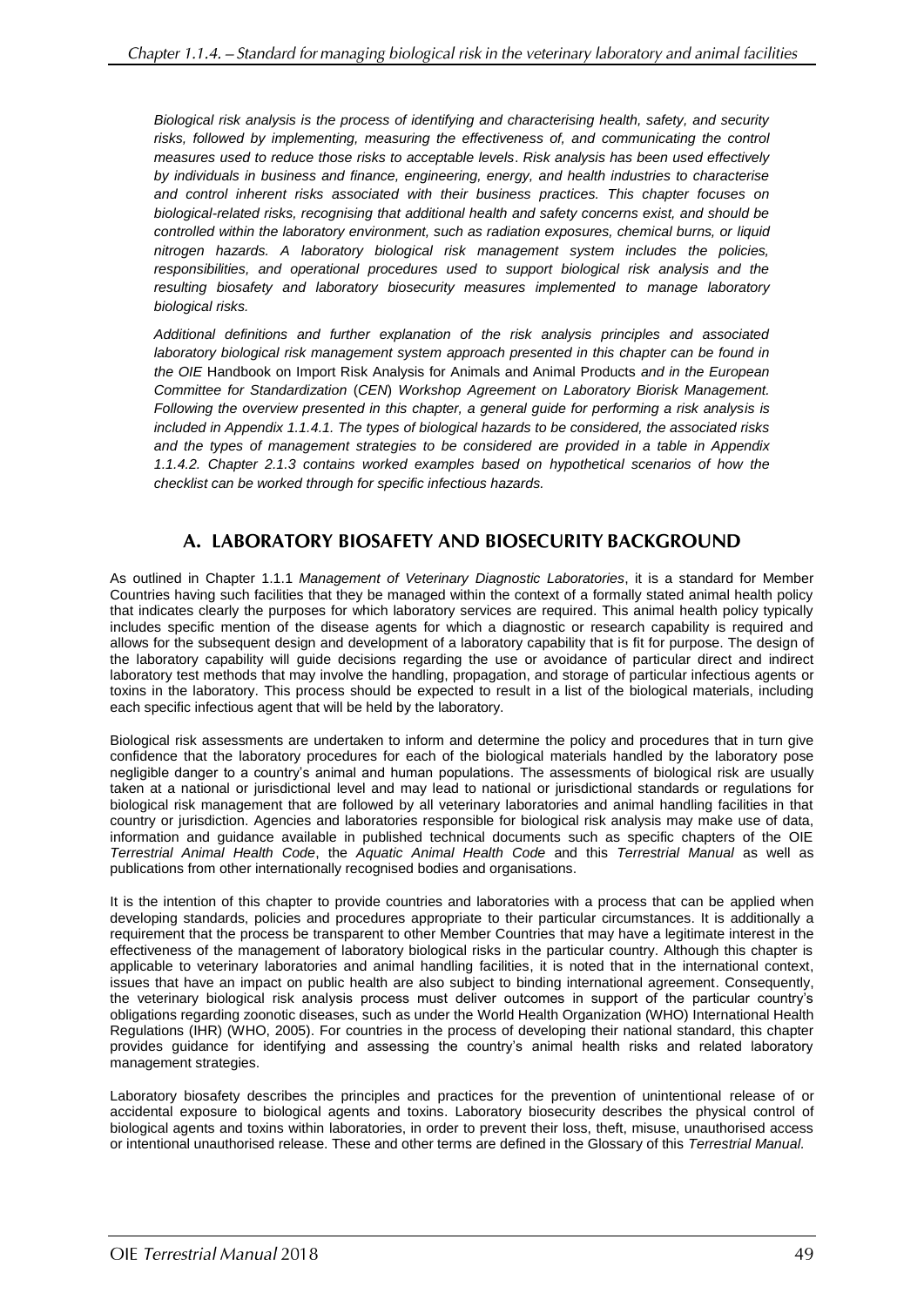*Biological risk analysis is the process of identifying and characterising health, safety, and security risks, followed by implementing, measuring the effectiveness of, and communicating the control measures used to reduce those risks to acceptable levels. Risk analysis has been used effectively by individuals in business and finance, engineering, energy, and health industries to characterise and control inherent risks associated with their business practices. This chapter focuses on biological-related risks, recognising that additional health and safety concerns exist, and should be controlled within the laboratory environment, such as radiation exposures, chemical burns, or liquid nitrogen hazards. A laboratory biological risk management system includes the policies, responsibilities, and operational procedures used to support biological risk analysis and the resulting biosafety and laboratory biosecurity measures implemented to manage laboratory biological risks.*

*Additional definitions and further explanation of the risk analysis principles and associated laboratory biological risk management system approach presented in this chapter can be found in the OIE* Handbook on Import Risk Analysis for Animals and Animal Products *and in the European Committee for Standardization (CEN) Workshop Agreement on Laboratory Biorisk Management. Following the overview presented in this chapter, a general guide for performing a risk analysis is included in Appendix 1.1.4.1. The types of biological hazards to be considered, the associated risks and the types of management strategies to be considered are provided in a table in Appendix 1.1.4.2. Chapter 2.1.3 contains worked examples based on hypothetical scenarios of how the checklist can be worked through for specific infectious hazards.*

## A. LABORATORY BIOSAFETY AND BIOSECURITY BACKGROUND

As outlined in Chapter 1.1.1 *Management of Veterinary Diagnostic Laboratories*, it is a standard for Member Countries having such facilities that they be managed within the context of a formally stated animal health policy that indicates clearly the purposes for which laboratory services are required. This animal health policy typically includes specific mention of the disease agents for which a diagnostic or research capability is required and allows for the subsequent design and development of a laboratory capability that is fit for purpose. The design of the laboratory capability will guide decisions regarding the use or avoidance of particular direct and indirect laboratory test methods that may involve the handling, propagation, and storage of particular infectious agents or toxins in the laboratory. This process should be expected to result in a list of the biological materials, including each specific infectious agent that will be held by the laboratory.

Biological risk assessments are undertaken to inform and determine the policy and procedures that in turn give confidence that the laboratory procedures for each of the biological materials handled by the laboratory pose negligible danger to a country's animal and human populations. The assessments of biological risk are usually taken at a national or jurisdictional level and may lead to national or jurisdictional standards or regulations for biological risk management that are followed by all veterinary laboratories and animal handling facilities in that country or jurisdiction. Agencies and laboratories responsible for biological risk analysis may make use of data, information and guidance available in published technical documents such as specific chapters of the OIE *Terrestrial Animal Health Code*, the *Aquatic Animal Health Code* and this *Terrestrial Manual* as well as publications from other internationally recognised bodies and organisations.

It is the intention of this chapter to provide countries and laboratories with a process that can be applied when developing standards, policies and procedures appropriate to their particular circumstances. It is additionally a requirement that the process be transparent to other Member Countries that may have a legitimate interest in the effectiveness of the management of laboratory biological risks in the particular country. Although this chapter is applicable to veterinary laboratories and animal handling facilities, it is noted that in the international context, issues that have an impact on public health are also subject to binding international agreement. Consequently, the veterinary biological risk analysis process must deliver outcomes in support of the particular country's obligations regarding zoonotic diseases, such as under the World Health Organization (WHO) International Health Regulations (IHR) (WHO, 2005). For countries in the process of developing their national standard, this chapter provides guidance for identifying and assessing the country's animal health risks and related laboratory management strategies.

Laboratory biosafety describes the principles and practices for the prevention of unintentional release of or accidental exposure to biological agents and toxins. Laboratory biosecurity describes the physical control of biological agents and toxins within laboratories, in order to prevent their loss, theft, misuse, unauthorised access or intentional unauthorised release. These and other terms are defined in the Glossary of this *Terrestrial Manual*.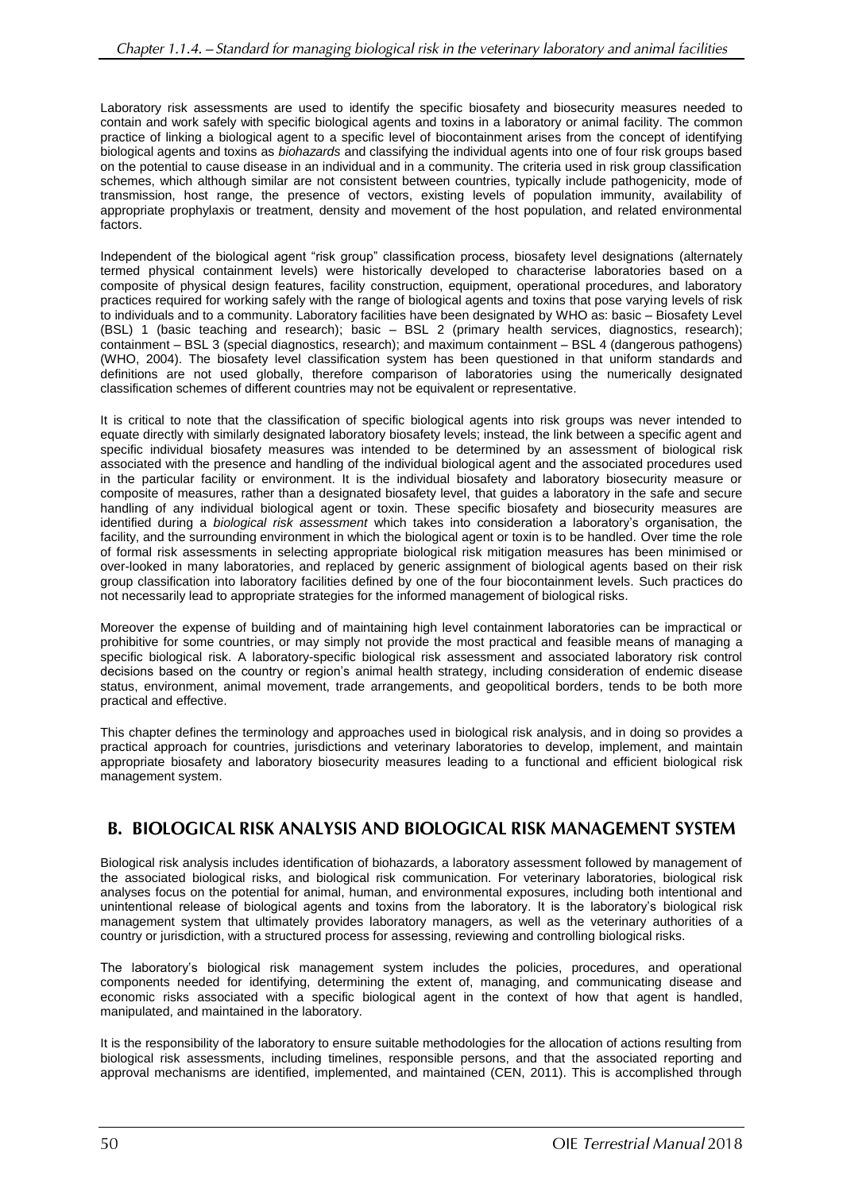Laboratory risk assessments are used to identify the specific biosafety and biosecurity measures needed to contain and work safely with specific biological agents and toxins in a laboratory or animal facility. The common practice of linking a biological agent to a specific level of biocontainment arises from the concept of identifying biological agents and toxins as *biohazards* and classifying the individual agents into one of four risk groups based on the potential to cause disease in an individual and in a community. The criteria used in risk group classification schemes, which although similar are not consistent between countries, typically include pathogenicity, mode of transmission, host range, the presence of vectors, existing levels of population immunity, availability of appropriate prophylaxis or treatment, density and movement of the host population, and related environmental factors.

Independent of the biological agent "risk group" classification process, biosafety level designations (alternately termed physical containment levels) were historically developed to characterise laboratories based on a composite of physical design features, facility construction, equipment, operational procedures, and laboratory practices required for working safely with the range of biological agents and toxins that pose varying levels of risk to individuals and to a community. Laboratory facilities have been designated by WHO as: basic – Biosafety Level (BSL) 1 (basic teaching and research); basic – BSL 2 (primary health services, diagnostics, research); containment – BSL 3 (special diagnostics, research); and maximum containment – BSL 4 (dangerous pathogens) (WHO, 2004). The biosafety level classification system has been questioned in that uniform standards and definitions are not used globally, therefore comparison of laboratories using the numerically designated classification schemes of different countries may not be equivalent or representative.

It is critical to note that the classification of specific biological agents into risk groups was never intended to equate directly with similarly designated laboratory biosafety levels; instead, the link between a specific agent and specific individual biosafety measures was intended to be determined by an assessment of biological risk associated with the presence and handling of the individual biological agent and the associated procedures used in the particular facility or environment. It is the individual biosafety and laboratory biosecurity measure or composite of measures, rather than a designated biosafety level, that guides a laboratory in the safe and secure handling of any individual biological agent or toxin. These specific biosafety and biosecurity measures are identified during a *biological risk assessment* which takes into consideration a laboratory's organisation, the facility, and the surrounding environment in which the biological agent or toxin is to be handled. Over time the role of formal risk assessments in selecting appropriate biological risk mitigation measures has been minimised or over-looked in many laboratories, and replaced by generic assignment of biological agents based on their risk group classification into laboratory facilities defined by one of the four biocontainment levels. Such practices do not necessarily lead to appropriate strategies for the informed management of biological risks.

Moreover the expense of building and of maintaining high level containment laboratories can be impractical or prohibitive for some countries, or may simply not provide the most practical and feasible means of managing a specific biological risk. A laboratory-specific biological risk assessment and associated laboratory risk control decisions based on the country or region's animal health strategy, including consideration of endemic disease status, environment, animal movement, trade arrangements, and geopolitical borders, tends to be both more practical and effective.

This chapter defines the terminology and approaches used in biological risk analysis, and in doing so provides a practical approach for countries, jurisdictions and veterinary laboratories to develop, implement, and maintain appropriate biosafety and laboratory biosecurity measures leading to a functional and efficient biological risk management system.

## B. BIOLOGICAL RISK ANALYSIS AND BIOLOGICAL RISK MANAGEMENT SYSTEM

Biological risk analysis includes identification of biohazards, a laboratory assessment followed by management of the associated biological risks, and biological risk communication. For veterinary laboratories, biological risk analyses focus on the potential for animal, human, and environmental exposures, including both intentional and unintentional release of biological agents and toxins from the laboratory. It is the laboratory's biological risk management system that ultimately provides laboratory managers, as well as the veterinary authorities of a country or jurisdiction, with a structured process for assessing, reviewing and controlling biological risks.

The laboratory's biological risk management system includes the policies, procedures, and operational components needed for identifying, determining the extent of, managing, and communicating disease and economic risks associated with a specific biological agent in the context of how that agent is handled, manipulated, and maintained in the laboratory.

It is the responsibility of the laboratory to ensure suitable methodologies for the allocation of actions resulting from biological risk assessments, including timelines, responsible persons, and that the associated reporting and approval mechanisms are identified, implemented, and maintained (CEN, 2011). This is accomplished through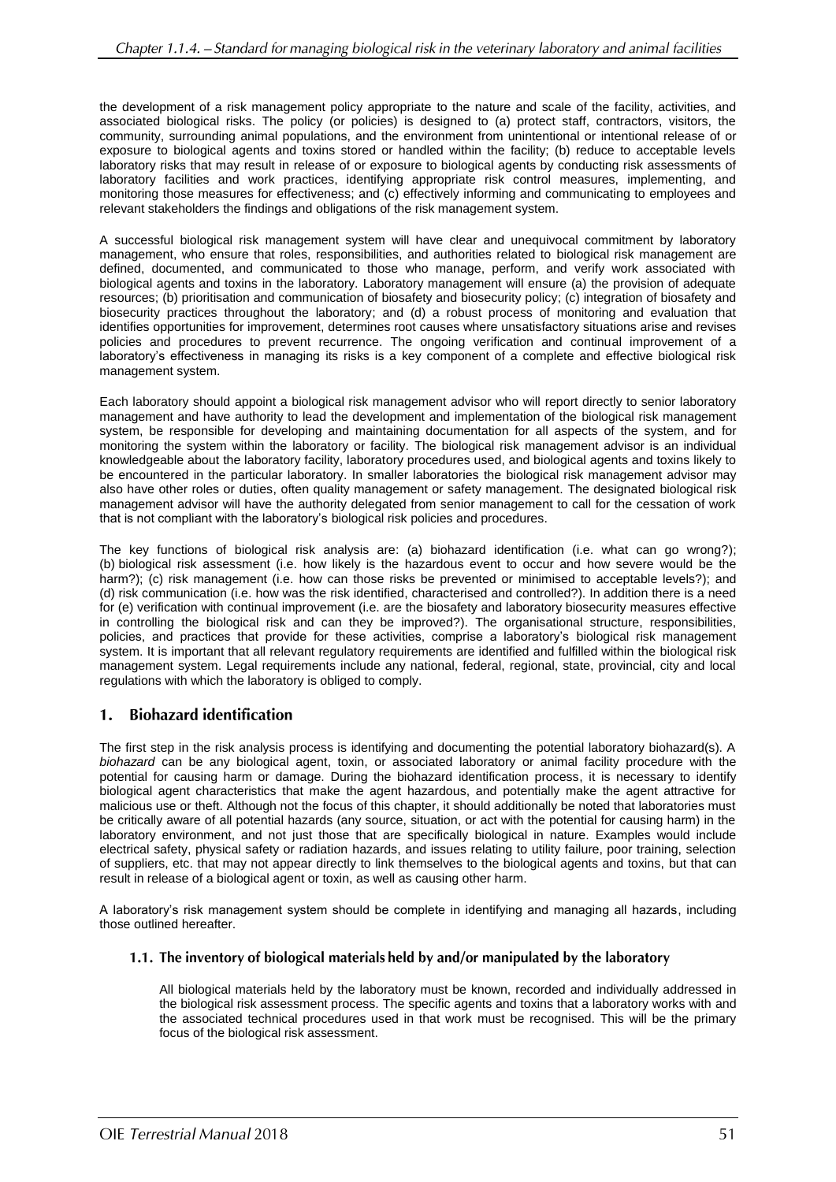the development of a risk management policy appropriate to the nature and scale of the facility, activities, and associated biological risks. The policy (or policies) is designed to (a) protect staff, contractors, visitors, the community, surrounding animal populations, and the environment from unintentional or intentional release of or exposure to biological agents and toxins stored or handled within the facility; (b) reduce to acceptable levels laboratory risks that may result in release of or exposure to biological agents by conducting risk assessments of laboratory facilities and work practices, identifying appropriate risk control measures, implementing, and monitoring those measures for effectiveness; and (c) effectively informing and communicating to employees and relevant stakeholders the findings and obligations of the risk management system.

A successful biological risk management system will have clear and unequivocal commitment by laboratory management, who ensure that roles, responsibilities, and authorities related to biological risk management are defined, documented, and communicated to those who manage, perform, and verify work associated with biological agents and toxins in the laboratory. Laboratory management will ensure (a) the provision of adequate resources; (b) prioritisation and communication of biosafety and biosecurity policy; (c) integration of biosafety and biosecurity practices throughout the laboratory; and (d) a robust process of monitoring and evaluation that identifies opportunities for improvement, determines root causes where unsatisfactory situations arise and revises policies and procedures to prevent recurrence. The ongoing verification and continual improvement of a laboratory's effectiveness in managing its risks is a key component of a complete and effective biological risk management system.

Each laboratory should appoint a biological risk management advisor who will report directly to senior laboratory management and have authority to lead the development and implementation of the biological risk management system, be responsible for developing and maintaining documentation for all aspects of the system, and for monitoring the system within the laboratory or facility. The biological risk management advisor is an individual knowledgeable about the laboratory facility, laboratory procedures used, and biological agents and toxins likely to be encountered in the particular laboratory. In smaller laboratories the biological risk management advisor may also have other roles or duties, often quality management or safety management. The designated biological risk management advisor will have the authority delegated from senior management to call for the cessation of work that is not compliant with the laboratory's biological risk policies and procedures.

The key functions of biological risk analysis are: (a) biohazard identification (i.e. what can go wrong?); (b) biological risk assessment (i.e. how likely is the hazardous event to occur and how severe would be the harm?); (c) risk management (i.e. how can those risks be prevented or minimised to acceptable levels?); and (d) risk communication (i.e. how was the risk identified, characterised and controlled?). In addition there is a need for (e) verification with continual improvement (i.e. are the biosafety and laboratory biosecurity measures effective in controlling the biological risk and can they be improved?). The organisational structure, responsibilities, policies, and practices that provide for these activities, comprise a laboratory's biological risk management system. It is important that all relevant regulatory requirements are identified and fulfilled within the biological risk management system. Legal requirements include any national, federal, regional, state, provincial, city and local regulations with which the laboratory is obliged to comply.

## 1. Biohazard identification

The first step in the risk analysis process is identifying and documenting the potential laboratory biohazard(s). A *biohazard* can be any biological agent, toxin, or associated laboratory or animal facility procedure with the potential for causing harm or damage. During the biohazard identification process, it is necessary to identify biological agent characteristics that make the agent hazardous, and potentially make the agent attractive for malicious use or theft. Although not the focus of this chapter, it should additionally be noted that laboratories must be critically aware of all potential hazards (any source, situation, or act with the potential for causing harm) in the laboratory environment, and not just those that are specifically biological in nature. Examples would include electrical safety, physical safety or radiation hazards, and issues relating to utility failure, poor training, selection of suppliers, etc. that may not appear directly to link themselves to the biological agents and toxins, but that can result in release of a biological agent or toxin, as well as causing other harm.

A laboratory's risk management system should be complete in identifying and managing all hazards, including those outlined hereafter.

### 1.1. The inventory of biological materials held by and/or manipulated by the laboratory

All biological materials held by the laboratory must be known, recorded and individually addressed in the biological risk assessment process. The specific agents and toxins that a laboratory works with and the associated technical procedures used in that work must be recognised. This will be the primary focus of the biological risk assessment.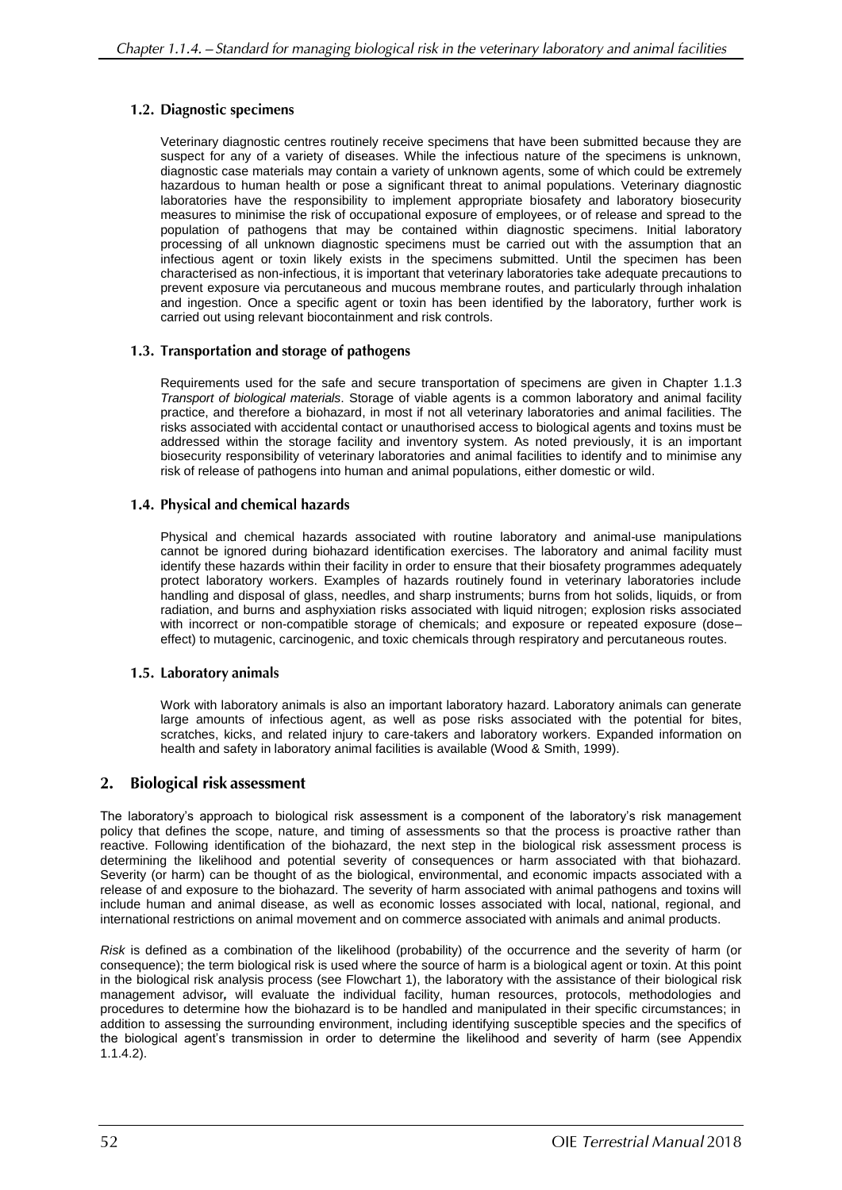### 1.2. Diagnostic specimens

Veterinary diagnostic centres routinely receive specimens that have been submitted because they are suspect for any of a variety of diseases. While the infectious nature of the specimens is unknown, diagnostic case materials may contain a variety of unknown agents, some of which could be extremely hazardous to human health or pose a significant threat to animal populations. Veterinary diagnostic laboratories have the responsibility to implement appropriate biosafety and laboratory biosecurity measures to minimise the risk of occupational exposure of employees, or of release and spread to the population of pathogens that may be contained within diagnostic specimens. Initial laboratory processing of all unknown diagnostic specimens must be carried out with the assumption that an infectious agent or toxin likely exists in the specimens submitted. Until the specimen has been characterised as non-infectious, it is important that veterinary laboratories take adequate precautions to prevent exposure via percutaneous and mucous membrane routes, and particularly through inhalation and ingestion. Once a specific agent or toxin has been identified by the laboratory, further work is carried out using relevant biocontainment and risk controls.

### 1.3. Transportation and storage of pathogens

Requirements used for the safe and secure transportation of specimens are given in Chapter 1.1.3 *Transport of biological materials*. Storage of viable agents is a common laboratory and animal facility practice, and therefore a biohazard, in most if not all veterinary laboratories and animal facilities. The risks associated with accidental contact or unauthorised access to biological agents and toxins must be addressed within the storage facility and inventory system. As noted previously, it is an important biosecurity responsibility of veterinary laboratories and animal facilities to identify and to minimise any risk of release of pathogens into human and animal populations, either domestic or wild.

### 1.4. Physical and chemical hazards

Physical and chemical hazards associated with routine laboratory and animal-use manipulations cannot be ignored during biohazard identification exercises. The laboratory and animal facility must identify these hazards within their facility in order to ensure that their biosafety programmes adequately protect laboratory workers. Examples of hazards routinely found in veterinary laboratories include handling and disposal of glass, needles, and sharp instruments; burns from hot solids, liquids, or from radiation, and burns and asphyxiation risks associated with liquid nitrogen; explosion risks associated with incorrect or non-compatible storage of chemicals; and exposure or repeated exposure (dose–effect) to mutagenic, carcinogenic, and toxic chemicals through respiratory and percutaneous routes.

### 1.5. Laboratory animals

Work with laboratory animals is also an important laboratory hazard. Laboratory animals can generate large amounts of infectious agent, as well as pose risks associated with the potential for bites, scratches, kicks, and related injury to care-takers and laboratory workers. Expanded information on health and safety in laboratory animal facilities is available (Wood & Smith, 1999).

## 2. Biological risk assessment

The laboratory's approach to biological risk assessment is a component of the laboratory's risk management policy that defines the scope, nature, and timing of assessments so that the process is proactive rather than reactive. Following identification of the biohazard, the next step in the biological risk assessment process is determining the likelihood and potential severity of consequences or harm associated with that biohazard. Severity (or harm) can be thought of as the biological, environmental, and economic impacts associated with a release of and exposure to the biohazard. The severity of harm associated with animal pathogens and toxins will include human and animal disease, as well as economic losses associated with local, national, regional, and international restrictions on animal movement and on commerce associated with animals and animal products.

*Risk* is defined as a combination of the likelihood (probability) of the occurrence and the severity of harm (or consequence); the term biological risk is used where the source of harm is a biological agent or toxin. At this point in the biological risk analysis process (see Flowchart 1), the laboratory with the assistance of their biological risk management advisor, will evaluate the individual facility, human resources, protocols, methodologies and procedures to determine how the biohazard is to be handled and manipulated in their specific circumstances; in addition to assessing the surrounding environment, including identifying susceptible species and the specifics of the biological agent's transmission in order to determine the likelihood and severity of harm (see Appendix 1.1.4.2).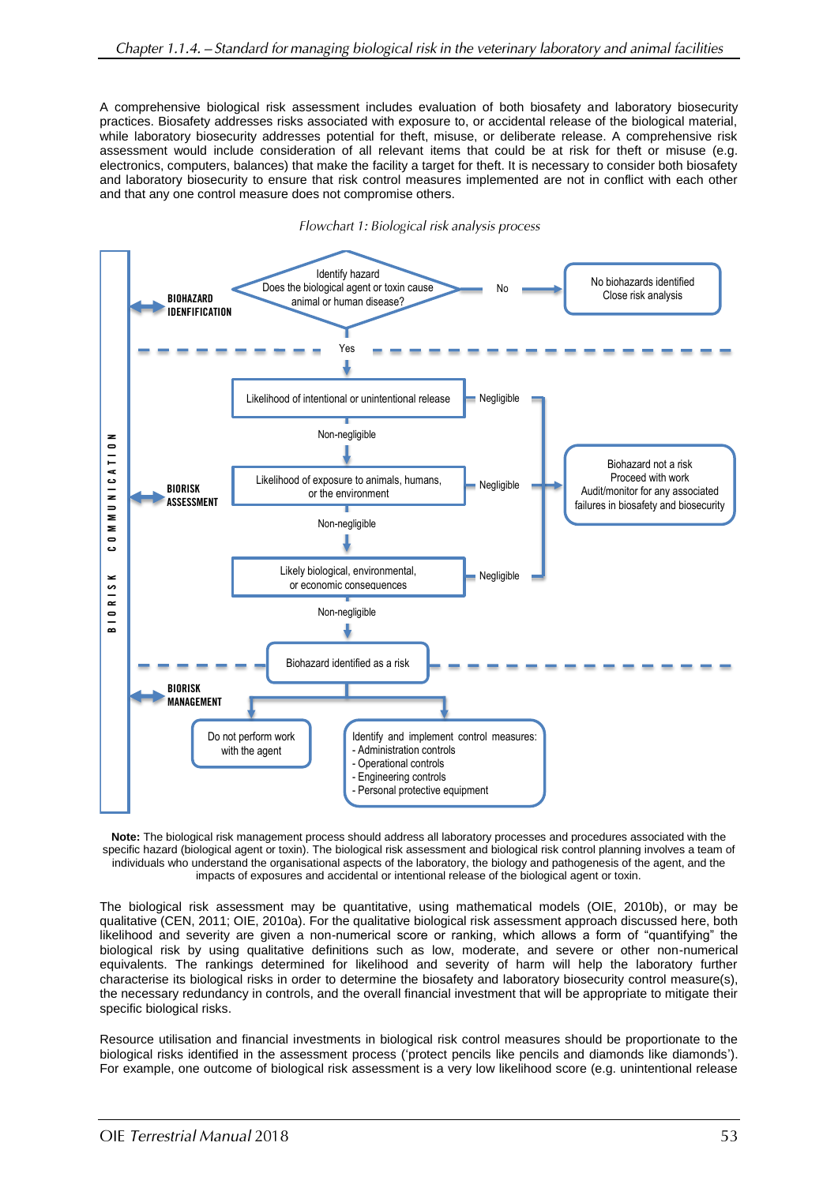A comprehensive biological risk assessment includes evaluation of both biosafety and laboratory biosecurity practices. Biosafety addresses risks associated with exposure to, or accidental release of the biological material, while laboratory biosecurity addresses potential for theft, misuse, or deliberate release. A comprehensive risk assessment would include consideration of all relevant items that could be at risk for theft or misuse (e.g. electronics, computers, balances) that make the facility a target for theft. It is necessary to consider both biosafety and laboratory biosecurity to ensure that risk control measures implemented are not in conflict with each other and that any one control measure does not compromise others.

*Flowchart 1: Biological risk analysis process*

BIORISK COMMUNICATION

**BIOHAZARD IDENFIFICATION**

Identify hazard
Does the biological agent or toxin cause animal or human disease?

No → No biohazards identified
Close risk analysis

Yes ↓

**BIORISK ASSESSMENT**

Likelihood of intentional or unintentional release → Negligible

Non-negligible ↓

Likelihood of exposure to animals, humans, or the environment → Negligible

Non-negligible ↓

Likely biological, environmental, or economic consequences → Negligible

Negligible → Biohazard not a risk
Proceed with work
Audit/monitor for any associated failures in biosafety and biosecurity

Non-negligible ↓

Biohazard identified as a risk

**BIORISK MANAGEMENT**

- Do not perform work with the agent
- Identify and implement control measures:
  - Administration controls
  - Operational controls
  - Engineering controls
  - Personal protective equipment

**Note:** The biological risk management process should address all laboratory processes and procedures associated with the specific hazard (biological agent or toxin). The biological risk assessment and biological risk control planning involves a team of individuals who understand the organisational aspects of the laboratory, the biology and pathogenesis of the agent, and the impacts of exposures and accidental or intentional release of the biological agent or toxin.

The biological risk assessment may be quantitative, using mathematical models (OIE, 2010b), or may be qualitative (CEN, 2011; OIE, 2010a). For the qualitative biological risk assessment approach discussed here, both likelihood and severity are given a non-numerical score or ranking, which allows a form of "quantifying" the biological risk by using qualitative definitions such as low, moderate, and severe or other non-numerical equivalents. The rankings determined for likelihood and severity of harm will help the laboratory further characterise its biological risks in order to determine the biosafety and laboratory biosecurity control measure(s), the necessary redundancy in controls, and the overall financial investment that will be appropriate to mitigate their specific biological risks.

Resource utilisation and financial investments in biological risk control measures should be proportionate to the biological risks identified in the assessment process ('protect pencils like pencils and diamonds like diamonds'). For example, one outcome of biological risk assessment is a very low likelihood score (e.g. unintentional release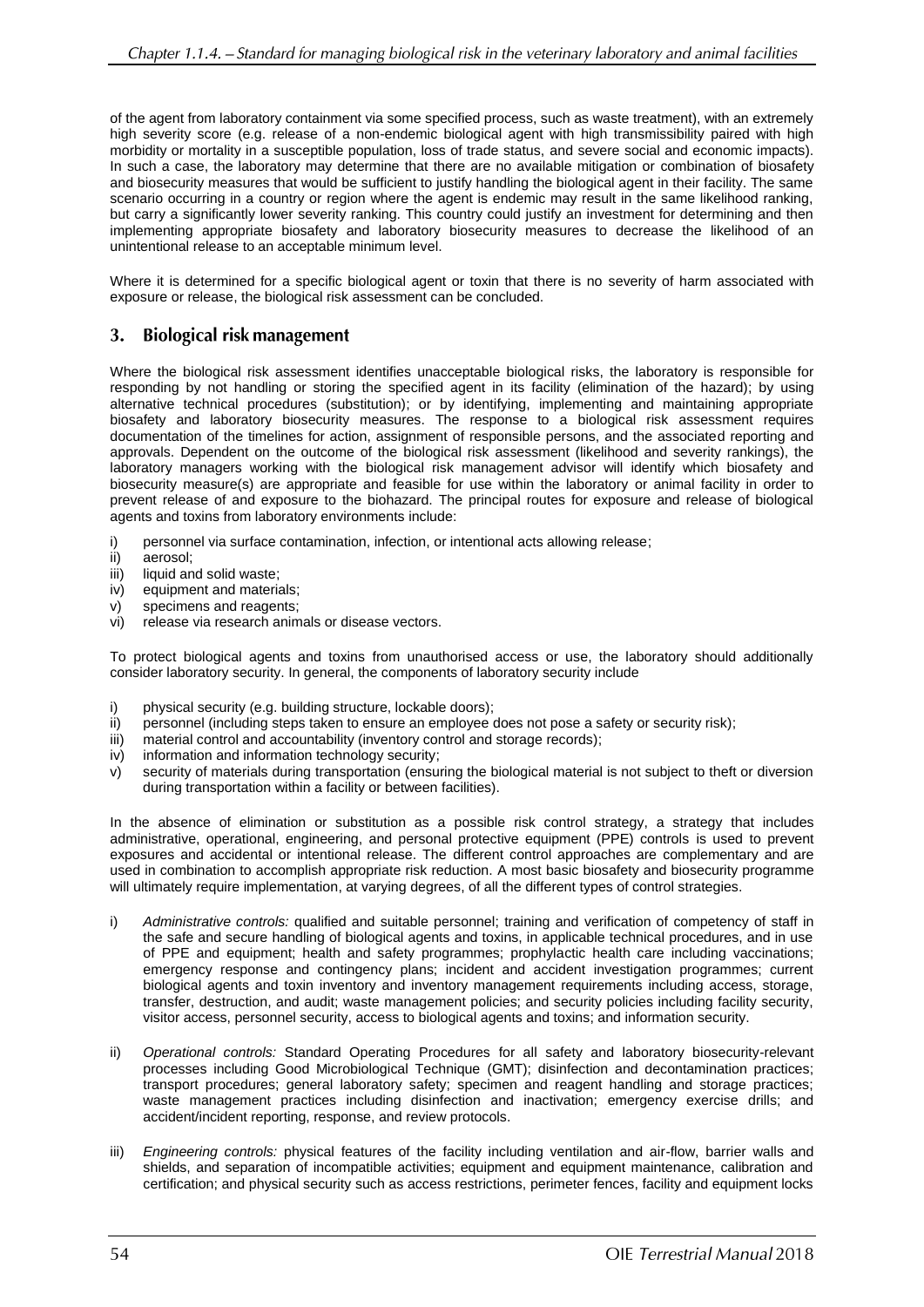of the agent from laboratory containment via some specified process, such as waste treatment), with an extremely high severity score (e.g. release of a non-endemic biological agent with high transmissibility paired with high morbidity or mortality in a susceptible population, loss of trade status, and severe social and economic impacts). In such a case, the laboratory may determine that there are no available mitigation or combination of biosafety and biosecurity measures that would be sufficient to justify handling the biological agent in their facility. The same scenario occurring in a country or region where the agent is endemic may result in the same likelihood ranking, but carry a significantly lower severity ranking. This country could justify an investment for determining and then implementing appropriate biosafety and laboratory biosecurity measures to decrease the likelihood of an unintentional release to an acceptable minimum level.

Where it is determined for a specific biological agent or toxin that there is no severity of harm associated with exposure or release, the biological risk assessment can be concluded.

## 3. Biological risk management

Where the biological risk assessment identifies unacceptable biological risks, the laboratory is responsible for responding by not handling or storing the specified agent in its facility (elimination of the hazard); by using alternative technical procedures (substitution); or by identifying, implementing and maintaining appropriate biosafety and laboratory biosecurity measures. The response to a biological risk assessment requires documentation of the timelines for action, assignment of responsible persons, and the associated reporting and approvals. Dependent on the outcome of the biological risk assessment (likelihood and severity rankings), the laboratory managers working with the biological risk management advisor will identify which biosafety and biosecurity measure(s) are appropriate and feasible for use within the laboratory or animal facility in order to prevent release of and exposure to the biohazard. The principal routes for exposure and release of biological agents and toxins from laboratory environments include:

i) personnel via surface contamination, infection, or intentional acts allowing release;
ii) aerosol;
iii) liquid and solid waste;
iv) equipment and materials;
v) specimens and reagents;
vi) release via research animals or disease vectors.

To protect biological agents and toxins from unauthorised access or use, the laboratory should additionally consider laboratory security. In general, the components of laboratory security include

i) physical security (e.g. building structure, lockable doors);
ii) personnel (including steps taken to ensure an employee does not pose a safety or security risk);
iii) material control and accountability (inventory control and storage records);
iv) information and information technology security;
v) security of materials during transportation (ensuring the biological material is not subject to theft or diversion during transportation within a facility or between facilities).

In the absence of elimination or substitution as a possible risk control strategy, a strategy that includes administrative, operational, engineering, and personal protective equipment (PPE) controls is used to prevent exposures and accidental or intentional release. The different control approaches are complementary and are used in combination to accomplish appropriate risk reduction. A most basic biosafety and biosecurity programme will ultimately require implementation, at varying degrees, of all the different types of control strategies.

i) *Administrative controls:* qualified and suitable personnel; training and verification of competency of staff in the safe and secure handling of biological agents and toxins, in applicable technical procedures, and in use of PPE and equipment; health and safety programmes; prophylactic health care including vaccinations; emergency response and contingency plans; incident and accident investigation programmes; current biological agents and toxin inventory and inventory management requirements including access, storage, transfer, destruction, and audit; waste management policies; and security policies including facility security, visitor access, personnel security, access to biological agents and toxins; and information security.

ii) *Operational controls:* Standard Operating Procedures for all safety and laboratory biosecurity-relevant processes including Good Microbiological Technique (GMT); disinfection and decontamination practices; transport procedures; general laboratory safety; specimen and reagent handling and storage practices; waste management practices including disinfection and inactivation; emergency exercise drills; and accident/incident reporting, response, and review protocols.

iii) *Engineering controls:* physical features of the facility including ventilation and air-flow, barrier walls and shields, and separation of incompatible activities; equipment and equipment maintenance, calibration and certification; and physical security such as access restrictions, perimeter fences, facility and equipment locks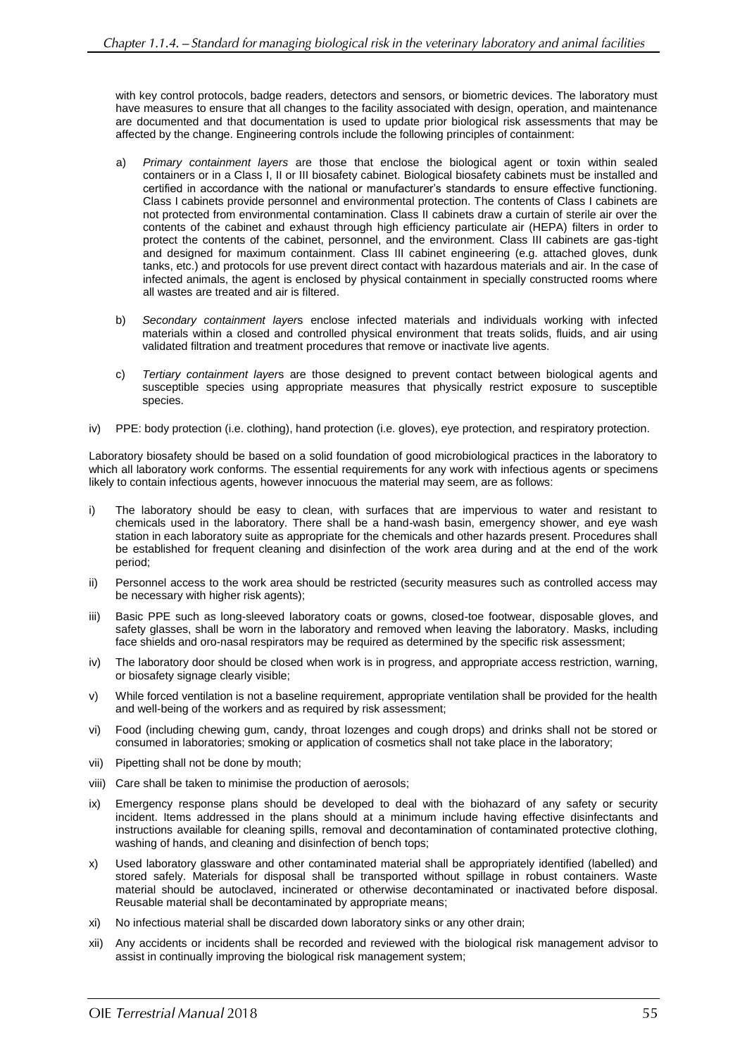with key control protocols, badge readers, detectors and sensors, or biometric devices. The laboratory must have measures to ensure that all changes to the facility associated with design, operation, and maintenance are documented and that documentation is used to update prior biological risk assessments that may be affected by the change. Engineering controls include the following principles of containment:

a) *Primary containment layers* are those that enclose the biological agent or toxin within sealed containers or in a Class I, II or III biosafety cabinet. Biological biosafety cabinets must be installed and certified in accordance with the national or manufacturer's standards to ensure effective functioning. Class I cabinets provide personnel and environmental protection. The contents of Class I cabinets are not protected from environmental contamination. Class II cabinets draw a curtain of sterile air over the contents of the cabinet and exhaust through high efficiency particulate air (HEPA) filters in order to protect the contents of the cabinet, personnel, and the environment. Class III cabinets are gas-tight and designed for maximum containment. Class III cabinet engineering (e.g. attached gloves, dunk tanks, etc.) and protocols for use prevent direct contact with hazardous materials and air. In the case of infected animals, the agent is enclosed by physical containment in specially constructed rooms where all wastes are treated and air is filtered.

b) *Secondary containment layer*s enclose infected materials and individuals working with infected materials within a closed and controlled physical environment that treats solids, fluids, and air using validated filtration and treatment procedures that remove or inactivate live agents.

c) *Tertiary containment layer*s are those designed to prevent contact between biological agents and susceptible species using appropriate measures that physically restrict exposure to susceptible species.

iv) PPE: body protection (i.e. clothing), hand protection (i.e. gloves), eye protection, and respiratory protection.

Laboratory biosafety should be based on a solid foundation of good microbiological practices in the laboratory to which all laboratory work conforms. The essential requirements for any work with infectious agents or specimens likely to contain infectious agents, however innocuous the material may seem, are as follows:

i) The laboratory should be easy to clean, with surfaces that are impervious to water and resistant to chemicals used in the laboratory. There shall be a hand-wash basin, emergency shower, and eye wash station in each laboratory suite as appropriate for the chemicals and other hazards present. Procedures shall be established for frequent cleaning and disinfection of the work area during and at the end of the work period;

ii) Personnel access to the work area should be restricted (security measures such as controlled access may be necessary with higher risk agents);

iii) Basic PPE such as long-sleeved laboratory coats or gowns, closed-toe footwear, disposable gloves, and safety glasses, shall be worn in the laboratory and removed when leaving the laboratory. Masks, including face shields and oro-nasal respirators may be required as determined by the specific risk assessment;

iv) The laboratory door should be closed when work is in progress, and appropriate access restriction, warning, or biosafety signage clearly visible;

v) While forced ventilation is not a baseline requirement, appropriate ventilation shall be provided for the health and well-being of the workers and as required by risk assessment;

vi) Food (including chewing gum, candy, throat lozenges and cough drops) and drinks shall not be stored or consumed in laboratories; smoking or application of cosmetics shall not take place in the laboratory;

vii) Pipetting shall not be done by mouth;

viii) Care shall be taken to minimise the production of aerosols;

ix) Emergency response plans should be developed to deal with the biohazard of any safety or security incident. Items addressed in the plans should at a minimum include having effective disinfectants and instructions available for cleaning spills, removal and decontamination of contaminated protective clothing, washing of hands, and cleaning and disinfection of bench tops;

x) Used laboratory glassware and other contaminated material shall be appropriately identified (labelled) and stored safely. Materials for disposal shall be transported without spillage in robust containers. Waste material should be autoclaved, incinerated or otherwise decontaminated or inactivated before disposal. Reusable material shall be decontaminated by appropriate means;

xi) No infectious material shall be discarded down laboratory sinks or any other drain;

xii) Any accidents or incidents shall be recorded and reviewed with the biological risk management advisor to assist in continually improving the biological risk management system;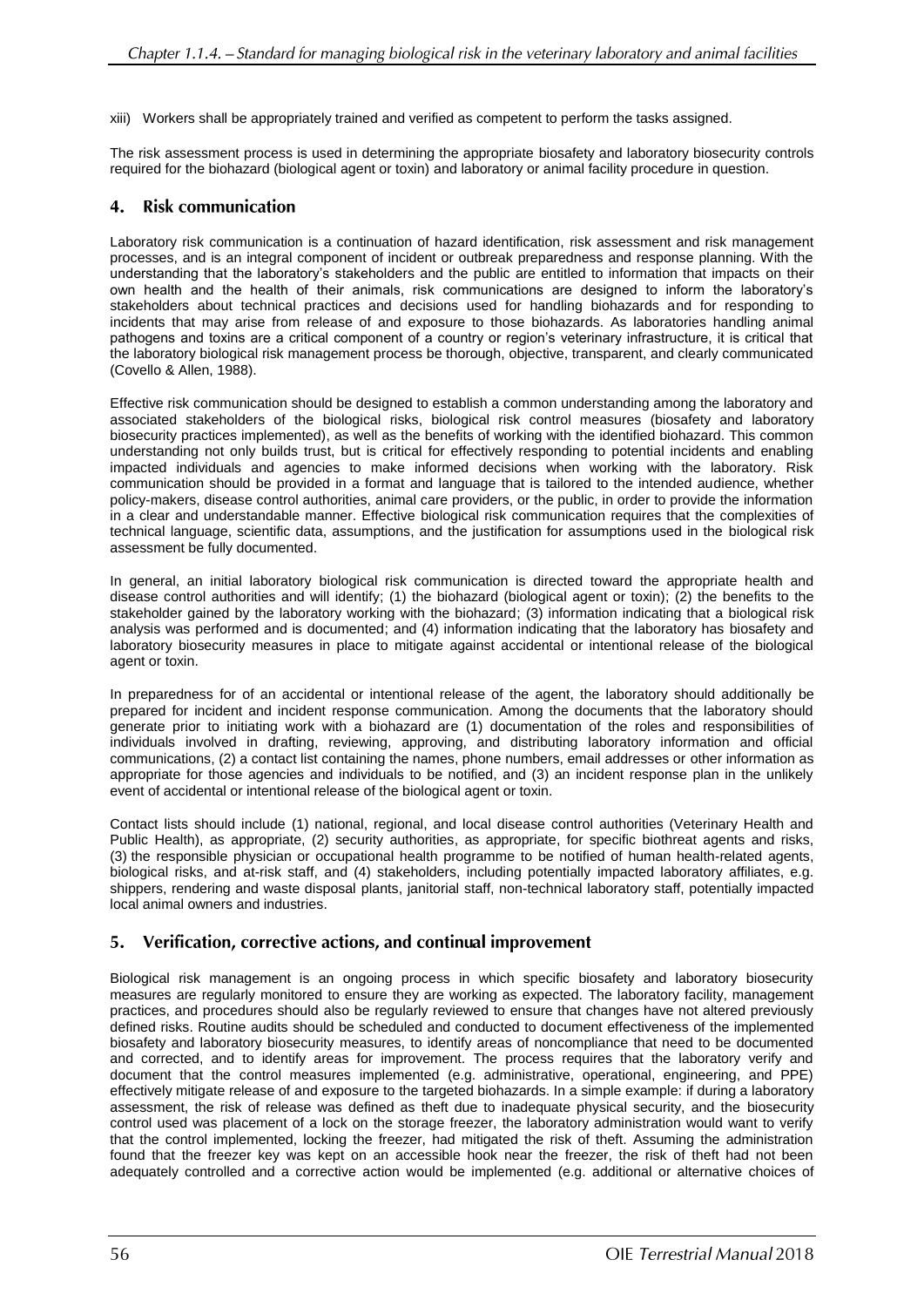xiii) Workers shall be appropriately trained and verified as competent to perform the tasks assigned.

The risk assessment process is used in determining the appropriate biosafety and laboratory biosecurity controls required for the biohazard (biological agent or toxin) and laboratory or animal facility procedure in question.

## 4. Risk communication

Laboratory risk communication is a continuation of hazard identification, risk assessment and risk management processes, and is an integral component of incident or outbreak preparedness and response planning. With the understanding that the laboratory's stakeholders and the public are entitled to information that impacts on their own health and the health of their animals, risk communications are designed to inform the laboratory's stakeholders about technical practices and decisions used for handling biohazards and for responding to incidents that may arise from release of and exposure to those biohazards. As laboratories handling animal pathogens and toxins are a critical component of a country or region's veterinary infrastructure, it is critical that the laboratory biological risk management process be thorough, objective, transparent, and clearly communicated (Covello & Allen, 1988).

Effective risk communication should be designed to establish a common understanding among the laboratory and associated stakeholders of the biological risks, biological risk control measures (biosafety and laboratory biosecurity practices implemented), as well as the benefits of working with the identified biohazard. This common understanding not only builds trust, but is critical for effectively responding to potential incidents and enabling impacted individuals and agencies to make informed decisions when working with the laboratory. Risk communication should be provided in a format and language that is tailored to the intended audience, whether policy-makers, disease control authorities, animal care providers, or the public, in order to provide the information in a clear and understandable manner. Effective biological risk communication requires that the complexities of technical language, scientific data, assumptions, and the justification for assumptions used in the biological risk assessment be fully documented.

In general, an initial laboratory biological risk communication is directed toward the appropriate health and disease control authorities and will identify; (1) the biohazard (biological agent or toxin); (2) the benefits to the stakeholder gained by the laboratory working with the biohazard; (3) information indicating that a biological risk analysis was performed and is documented; and (4) information indicating that the laboratory has biosafety and laboratory biosecurity measures in place to mitigate against accidental or intentional release of the biological agent or toxin.

In preparedness for of an accidental or intentional release of the agent, the laboratory should additionally be prepared for incident and incident response communication. Among the documents that the laboratory should generate prior to initiating work with a biohazard are (1) documentation of the roles and responsibilities of individuals involved in drafting, reviewing, approving, and distributing laboratory information and official communications, (2) a contact list containing the names, phone numbers, email addresses or other information as appropriate for those agencies and individuals to be notified, and (3) an incident response plan in the unlikely event of accidental or intentional release of the biological agent or toxin.

Contact lists should include (1) national, regional, and local disease control authorities (Veterinary Health and Public Health), as appropriate, (2) security authorities, as appropriate, for specific biothreat agents and risks, (3) the responsible physician or occupational health programme to be notified of human health-related agents, biological risks, and at-risk staff, and (4) stakeholders, including potentially impacted laboratory affiliates, e.g. shippers, rendering and waste disposal plants, janitorial staff, non-technical laboratory staff, potentially impacted local animal owners and industries.

## 5. Verification, corrective actions, and continual improvement

Biological risk management is an ongoing process in which specific biosafety and laboratory biosecurity measures are regularly monitored to ensure they are working as expected. The laboratory facility, management practices, and procedures should also be regularly reviewed to ensure that changes have not altered previously defined risks. Routine audits should be scheduled and conducted to document effectiveness of the implemented biosafety and laboratory biosecurity measures, to identify areas of noncompliance that need to be documented and corrected, and to identify areas for improvement. The process requires that the laboratory verify and document that the control measures implemented (e.g. administrative, operational, engineering, and PPE) effectively mitigate release of and exposure to the targeted biohazards. In a simple example: if during a laboratory assessment, the risk of release was defined as theft due to inadequate physical security, and the biosecurity control used was placement of a lock on the storage freezer, the laboratory administration would want to verify that the control implemented, locking the freezer, had mitigated the risk of theft. Assuming the administration found that the freezer key was kept on an accessible hook near the freezer, the risk of theft had not been adequately controlled and a corrective action would be implemented (e.g. additional or alternative choices of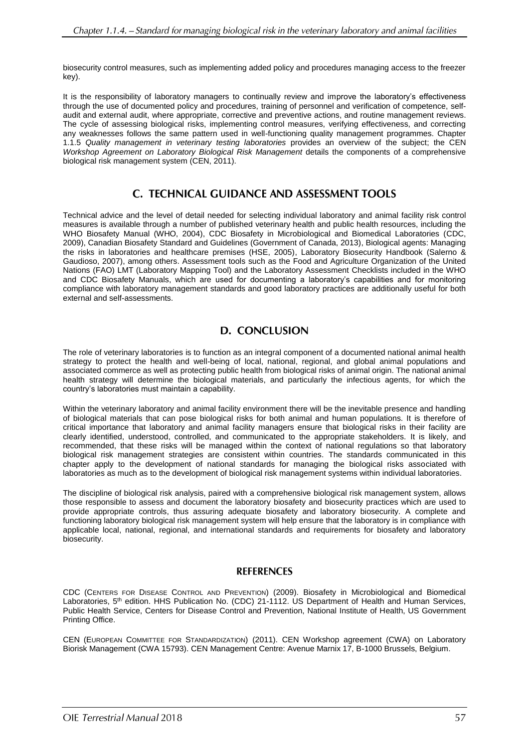biosecurity control measures, such as implementing added policy and procedures managing access to the freezer key).

It is the responsibility of laboratory managers to continually review and improve the laboratory's effectiveness through the use of documented policy and procedures, training of personnel and verification of competence, self-audit and external audit, where appropriate, corrective and preventive actions, and routine management reviews. The cycle of assessing biological risks, implementing control measures, verifying effectiveness, and correcting any weaknesses follows the same pattern used in well-functioning quality management programmes. Chapter 1.1.5 *Quality management in veterinary testing laboratories* provides an overview of the subject; the CEN *Workshop Agreement on Laboratory Biological Risk Management* details the components of a comprehensive biological risk management system (CEN, 2011).

## C. TECHNICAL GUIDANCE AND ASSESSMENT TOOLS

Technical advice and the level of detail needed for selecting individual laboratory and animal facility risk control measures is available through a number of published veterinary health and public health resources, including the WHO Biosafety Manual (WHO, 2004), CDC Biosafety in Microbiological and Biomedical Laboratories (CDC, 2009), Canadian Biosafety Standard and Guidelines (Government of Canada, 2013), Biological agents: Managing the risks in laboratories and healthcare premises (HSE, 2005), Laboratory Biosecurity Handbook (Salerno & Gaudioso, 2007), among others. Assessment tools such as the Food and Agriculture Organization of the United Nations (FAO) LMT (Laboratory Mapping Tool) and the Laboratory Assessment Checklists included in the WHO and CDC Biosafety Manuals, which are used for documenting a laboratory's capabilities and for monitoring compliance with laboratory management standards and good laboratory practices are additionally useful for both external and self-assessments.

## D. CONCLUSION

The role of veterinary laboratories is to function as an integral component of a documented national animal health strategy to protect the health and well-being of local, national, regional, and global animal populations and associated commerce as well as protecting public health from biological risks of animal origin. The national animal health strategy will determine the biological materials, and particularly the infectious agents, for which the country's laboratories must maintain a capability.

Within the veterinary laboratory and animal facility environment there will be the inevitable presence and handling of biological materials that can pose biological risks for both animal and human populations. It is therefore of critical importance that laboratory and animal facility managers ensure that biological risks in their facility are clearly identified, understood, controlled, and communicated to the appropriate stakeholders. It is likely, and recommended, that these risks will be managed within the context of national regulations so that laboratory biological risk management strategies are consistent within countries. The standards communicated in this chapter apply to the development of national standards for managing the biological risks associated with laboratories as much as to the development of biological risk management systems within individual laboratories.

The discipline of biological risk analysis, paired with a comprehensive biological risk management system, allows those responsible to assess and document the laboratory biosafety and biosecurity practices which are used to provide appropriate controls, thus assuring adequate biosafety and laboratory biosecurity. A complete and functioning laboratory biological risk management system will help ensure that the laboratory is in compliance with applicable local, national, regional, and international standards and requirements for biosafety and laboratory biosecurity.

### REFERENCES

CDC (CENTERS FOR DISEASE CONTROL AND PREVENTION) (2009). Biosafety in Microbiological and Biomedical Laboratories, 5th edition. HHS Publication No. (CDC) 21-1112. US Department of Health and Human Services, Public Health Service, Centers for Disease Control and Prevention, National Institute of Health, US Government Printing Office.

CEN (EUROPEAN COMMITTEE FOR STANDARDIZATION) (2011). CEN Workshop agreement (CWA) on Laboratory Biorisk Management (CWA 15793). CEN Management Centre: Avenue Marnix 17, B-1000 Brussels, Belgium.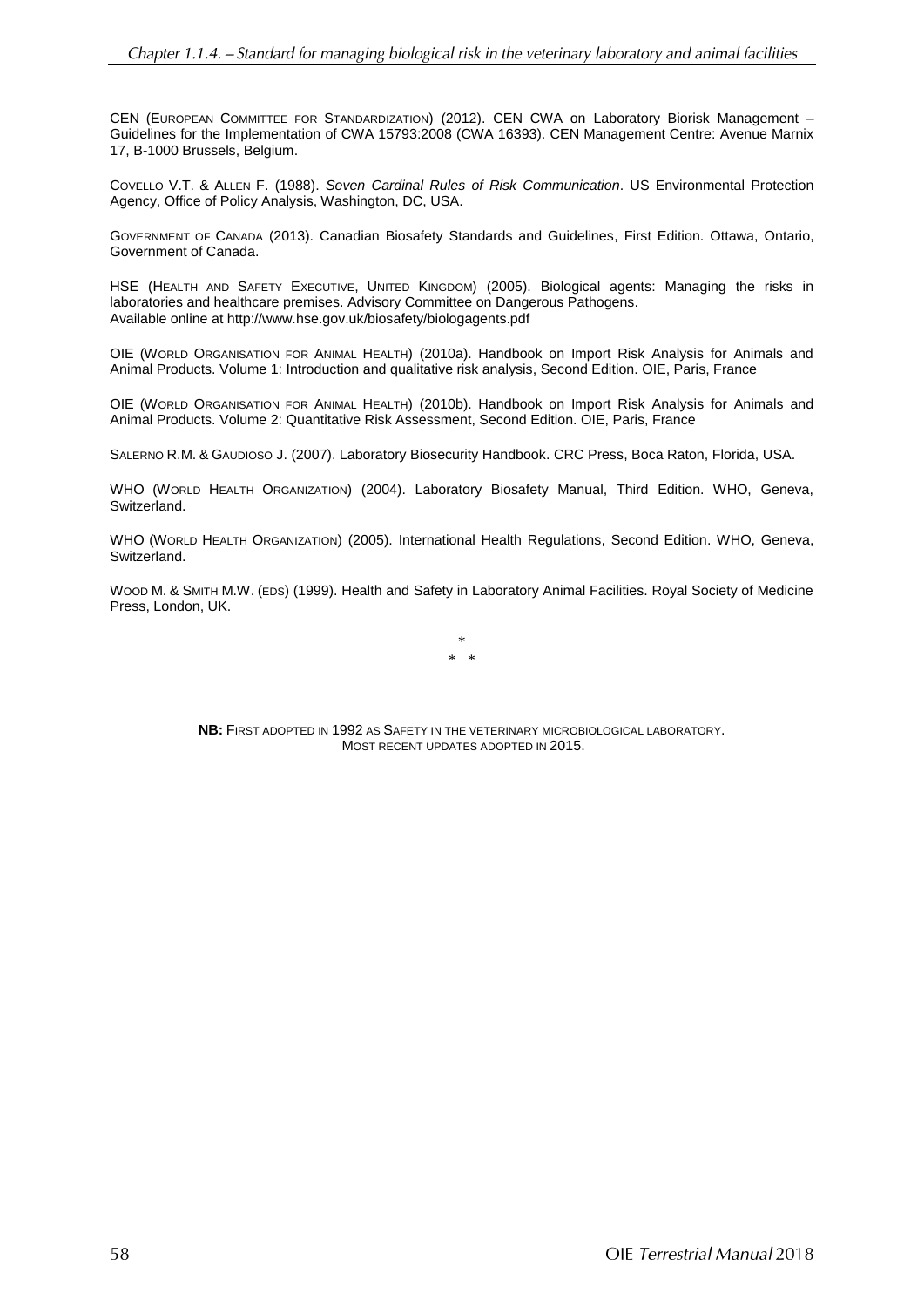CEN (EUROPEAN COMMITTEE FOR STANDARDIZATION) (2012). CEN CWA on Laboratory Biorisk Management – Guidelines for the Implementation of CWA 15793:2008 (CWA 16393). CEN Management Centre: Avenue Marnix 17, B-1000 Brussels, Belgium.

COVELLO V.T. & ALLEN F. (1988). *Seven Cardinal Rules of Risk Communication*. US Environmental Protection Agency, Office of Policy Analysis, Washington, DC, USA.

GOVERNMENT OF CANADA (2013). Canadian Biosafety Standards and Guidelines, First Edition. Ottawa, Ontario, Government of Canada.

HSE (HEALTH AND SAFETY EXECUTIVE, UNITED KINGDOM) (2005). Biological agents: Managing the risks in laboratories and healthcare premises. Advisory Committee on Dangerous Pathogens. Available online at http://www.hse.gov.uk/biosafety/biologagents.pdf

OIE (WORLD ORGANISATION FOR ANIMAL HEALTH) (2010a). Handbook on Import Risk Analysis for Animals and Animal Products. Volume 1: Introduction and qualitative risk analysis, Second Edition. OIE, Paris, France

OIE (WORLD ORGANISATION FOR ANIMAL HEALTH) (2010b). Handbook on Import Risk Analysis for Animals and Animal Products. Volume 2: Quantitative Risk Assessment, Second Edition. OIE, Paris, France

SALERNO R.M. & GAUDIOSO J. (2007). Laboratory Biosecurity Handbook. CRC Press, Boca Raton, Florida, USA.

WHO (WORLD HEALTH ORGANIZATION) (2004). Laboratory Biosafety Manual, Third Edition. WHO, Geneva, Switzerland.

WHO (WORLD HEALTH ORGANIZATION) (2005). International Health Regulations, Second Edition. WHO, Geneva, Switzerland.

WOOD M. & SMITH M.W. (EDS) (1999). Health and Safety in Laboratory Animal Facilities. Royal Society of Medicine Press, London, UK.

\*

\* \*

**NB:** FIRST ADOPTED IN 1992 AS SAFETY IN THE VETERINARY MICROBIOLOGICAL LABORATORY.
MOST RECENT UPDATES ADOPTED IN 2015.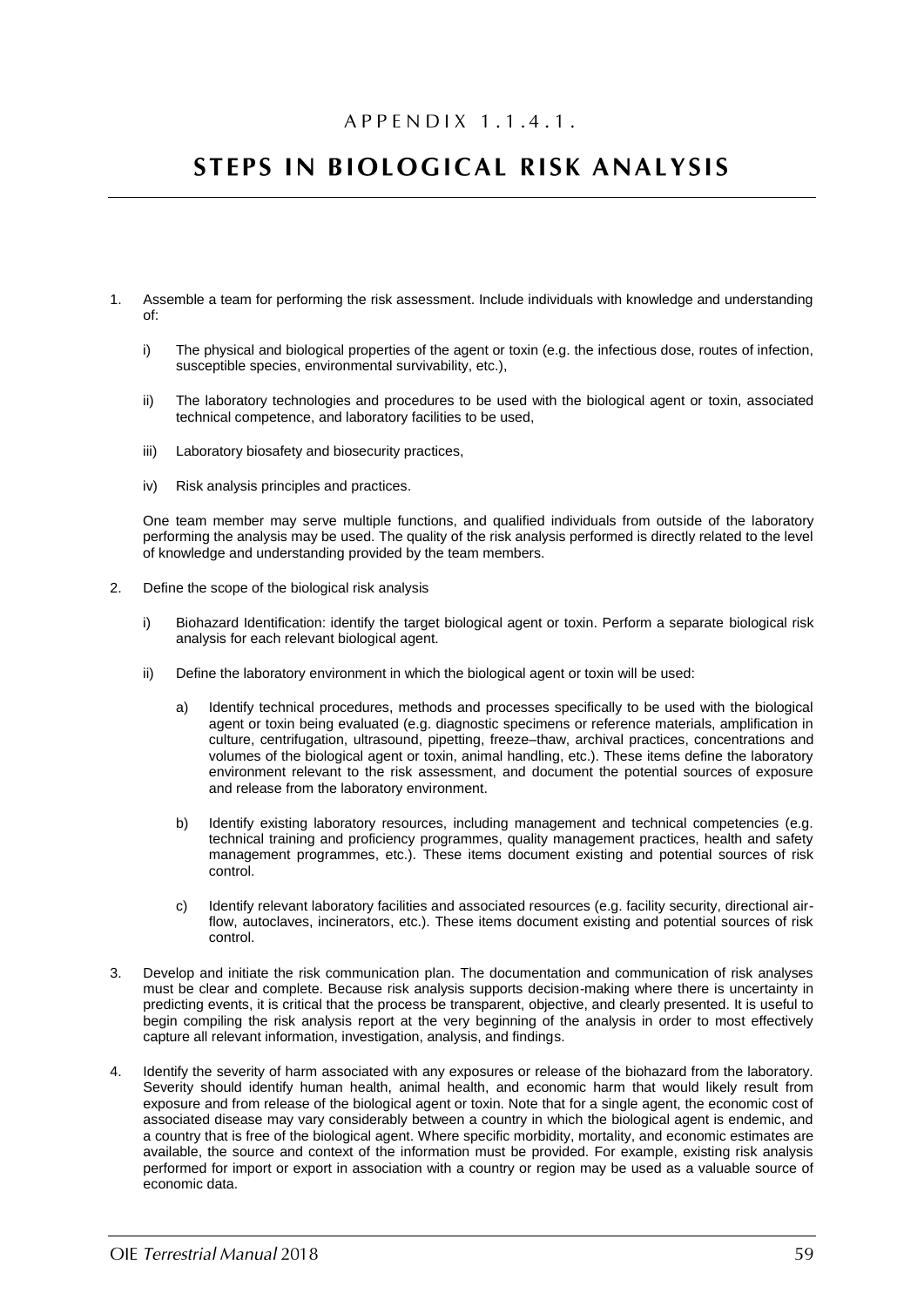# APPENDIX 1.1.4.1.

# STEPS IN BIOLOGICAL RISK ANALYSIS

1. Assemble a team for performing the risk assessment. Include individuals with knowledge and understanding of:

   i) The physical and biological properties of the agent or toxin (e.g. the infectious dose, routes of infection, susceptible species, environmental survivability, etc.),

   ii) The laboratory technologies and procedures to be used with the biological agent or toxin, associated technical competence, and laboratory facilities to be used,

   iii) Laboratory biosafety and biosecurity practices,

   iv) Risk analysis principles and practices.

   One team member may serve multiple functions, and qualified individuals from outside of the laboratory performing the analysis may be used. The quality of the risk analysis performed is directly related to the level of knowledge and understanding provided by the team members.

2. Define the scope of the biological risk analysis

   i) Biohazard Identification: identify the target biological agent or toxin. Perform a separate biological risk analysis for each relevant biological agent.

   ii) Define the laboratory environment in which the biological agent or toxin will be used:

      a) Identify technical procedures, methods and processes specifically to be used with the biological agent or toxin being evaluated (e.g. diagnostic specimens or reference materials, amplification in culture, centrifugation, ultrasound, pipetting, freeze–thaw, archival practices, concentrations and volumes of the biological agent or toxin, animal handling, etc.). These items define the laboratory environment relevant to the risk assessment, and document the potential sources of exposure and release from the laboratory environment.

      b) Identify existing laboratory resources, including management and technical competencies (e.g. technical training and proficiency programmes, quality management practices, health and safety management programmes, etc.). These items document existing and potential sources of risk control.

      c) Identify relevant laboratory facilities and associated resources (e.g. facility security, directional air-flow, autoclaves, incinerators, etc.). These items document existing and potential sources of risk control.

3. Develop and initiate the risk communication plan. The documentation and communication of risk analyses must be clear and complete. Because risk analysis supports decision-making where there is uncertainty in predicting events, it is critical that the process be transparent, objective, and clearly presented. It is useful to begin compiling the risk analysis report at the very beginning of the analysis in order to most effectively capture all relevant information, investigation, analysis, and findings.

4. Identify the severity of harm associated with any exposures or release of the biohazard from the laboratory. Severity should identify human health, animal health, and economic harm that would likely result from exposure and from release of the biological agent or toxin. Note that for a single agent, the economic cost of associated disease may vary considerably between a country in which the biological agent is endemic, and a country that is free of the biological agent. Where specific morbidity, mortality, and economic estimates are available, the source and context of the information must be provided. For example, existing risk analysis performed for import or export in association with a country or region may be used as a valuable source of economic data.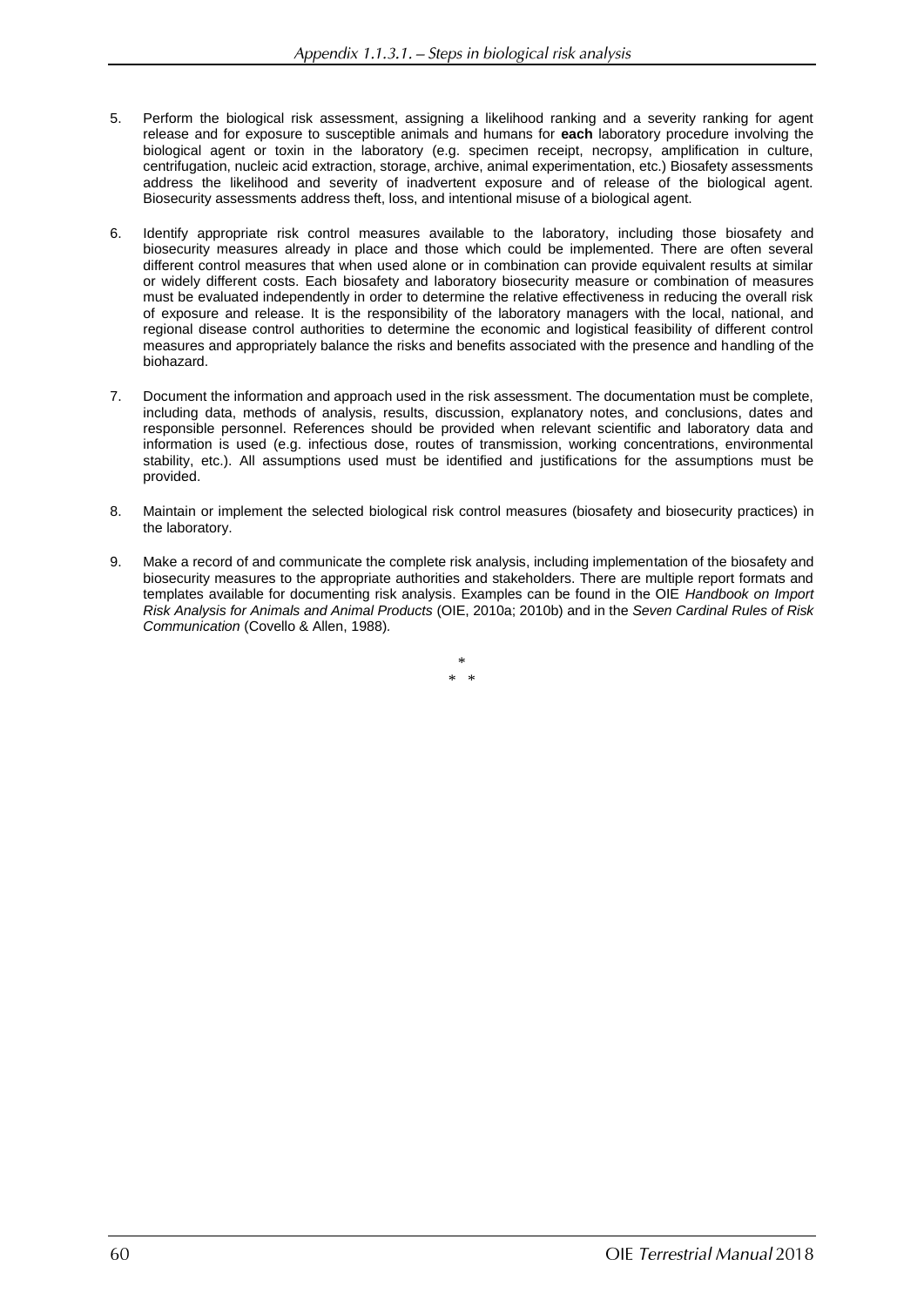5. Perform the biological risk assessment, assigning a likelihood ranking and a severity ranking for agent release and for exposure to susceptible animals and humans for **each** laboratory procedure involving the biological agent or toxin in the laboratory (e.g. specimen receipt, necropsy, amplification in culture, centrifugation, nucleic acid extraction, storage, archive, animal experimentation, etc.) Biosafety assessments address the likelihood and severity of inadvertent exposure and of release of the biological agent. Biosecurity assessments address theft, loss, and intentional misuse of a biological agent.

6. Identify appropriate risk control measures available to the laboratory, including those biosafety and biosecurity measures already in place and those which could be implemented. There are often several different control measures that when used alone or in combination can provide equivalent results at similar or widely different costs. Each biosafety and laboratory biosecurity measure or combination of measures must be evaluated independently in order to determine the relative effectiveness in reducing the overall risk of exposure and release. It is the responsibility of the laboratory managers with the local, national, and regional disease control authorities to determine the economic and logistical feasibility of different control measures and appropriately balance the risks and benefits associated with the presence and handling of the biohazard.

7. Document the information and approach used in the risk assessment. The documentation must be complete, including data, methods of analysis, results, discussion, explanatory notes, and conclusions, dates and responsible personnel. References should be provided when relevant scientific and laboratory data and information is used (e.g. infectious dose, routes of transmission, working concentrations, environmental stability, etc.). All assumptions used must be identified and justifications for the assumptions must be provided.

8. Maintain or implement the selected biological risk control measures (biosafety and biosecurity practices) in the laboratory.

9. Make a record of and communicate the complete risk analysis, including implementation of the biosafety and biosecurity measures to the appropriate authorities and stakeholders. There are multiple report formats and templates available for documenting risk analysis. Examples can be found in the OIE *Handbook on Import Risk Analysis for Animals and Animal Products* (OIE, 2010a; 2010b) and in the *Seven Cardinal Rules of Risk Communication* (Covello & Allen, 1988).

\*
\* \*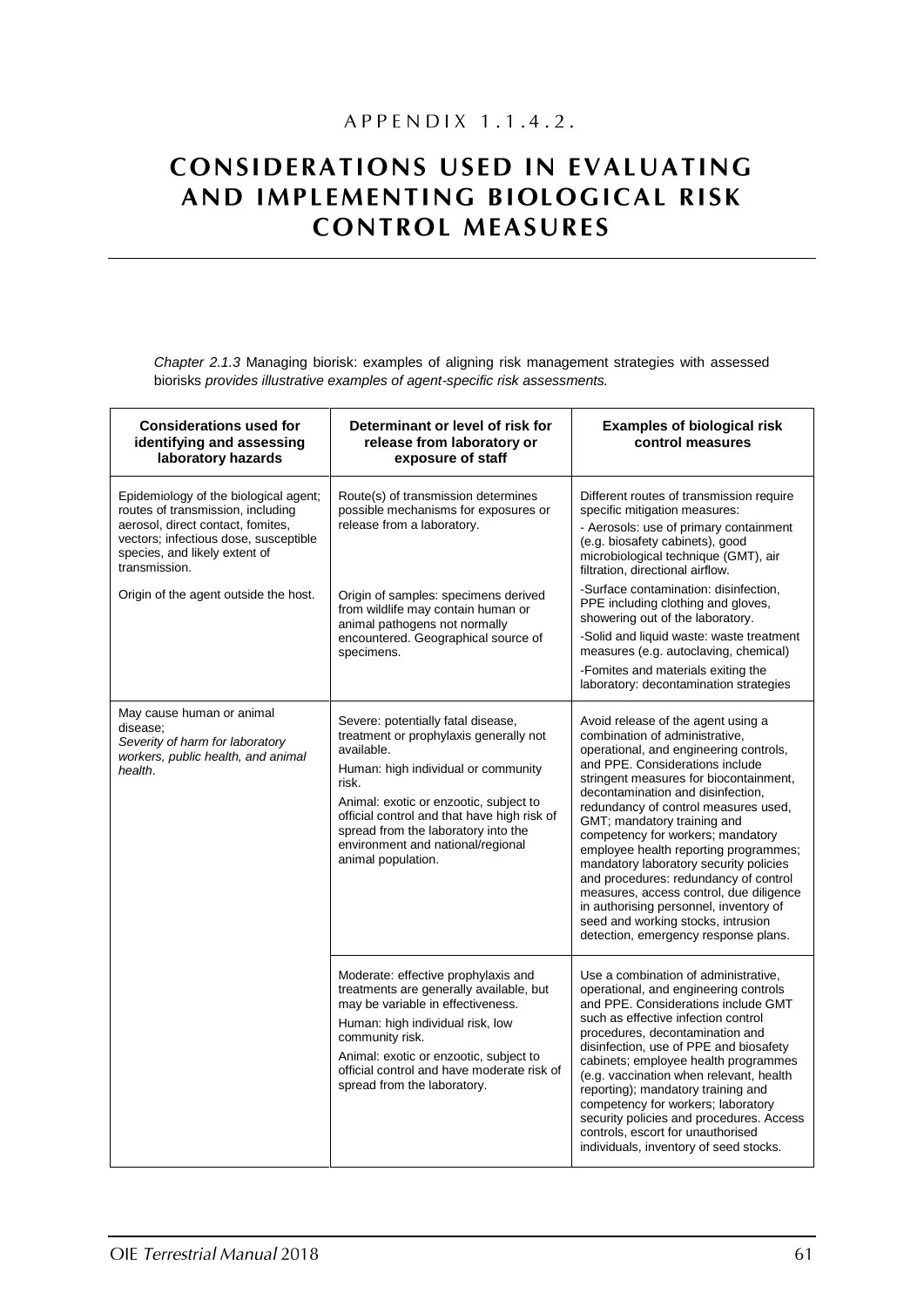APPENDIX 1.1.4.2.

# CONSIDERATIONS USED IN EVALUATING AND IMPLEMENTING BIOLOGICAL RISK CONTROL MEASURES

*Chapter 2.1.3* Managing biorisk: examples of aligning risk management strategies with assessed biorisks *provides illustrative examples of agent-specific risk assessments.*

| Considerations used for identifying and assessing laboratory hazards | Determinant or level of risk for release from laboratory or exposure of staff | Examples of biological risk control measures |
|---|---|---|
| Epidemiology of the biological agent; routes of transmission, including aerosol, direct contact, fomites, vectors; infectious dose, susceptible species, and likely extent of transmission.<br><br>Origin of the agent outside the host. | Route(s) of transmission determines possible mechanisms for exposures or release from a laboratory.<br><br>Origin of samples: specimens derived from wildlife may contain human or animal pathogens not normally encountered. Geographical source of specimens. | Different routes of transmission require specific mitigation measures:<br>- Aerosols: use of primary containment (e.g. biosafety cabinets), good microbiological technique (GMT), air filtration, directional airflow.<br>-Surface contamination: disinfection, PPE including clothing and gloves, showering out of the laboratory.<br>-Solid and liquid waste: waste treatment measures (e.g. autoclaving, chemical)<br>-Fomites and materials exiting the laboratory: decontamination strategies |
| May cause human or animal disease;<br>*Severity of harm for laboratory workers, public health, and animal health*. | Severe: potentially fatal disease, treatment or prophylaxis generally not available.<br>Human: high individual or community risk.<br>Animal: exotic or enzootic, subject to official control and that have high risk of spread from the laboratory into the environment and national/regional animal population. | Avoid release of the agent using a combination of administrative, operational, and engineering controls, and PPE. Considerations include stringent measures for biocontainment, decontamination and disinfection, redundancy of control measures used, GMT; mandatory training and competency for workers; mandatory employee health reporting programmes; mandatory laboratory security policies and procedures: redundancy of control measures, access control, due diligence in authorising personnel, inventory of seed and working stocks, intrusion detection, emergency response plans. |
| | Moderate: effective prophylaxis and treatments are generally available, but may be variable in effectiveness.<br>Human: high individual risk, low community risk.<br>Animal: exotic or enzootic, subject to official control and have moderate risk of spread from the laboratory. | Use a combination of administrative, operational, and engineering controls and PPE. Considerations include GMT such as effective infection control procedures, decontamination and disinfection, use of PPE and biosafety cabinets; employee health programmes (e.g. vaccination when relevant, health reporting); mandatory training and competency for workers; laboratory security policies and procedures. Access controls, escort for unauthorised individuals, inventory of seed stocks. |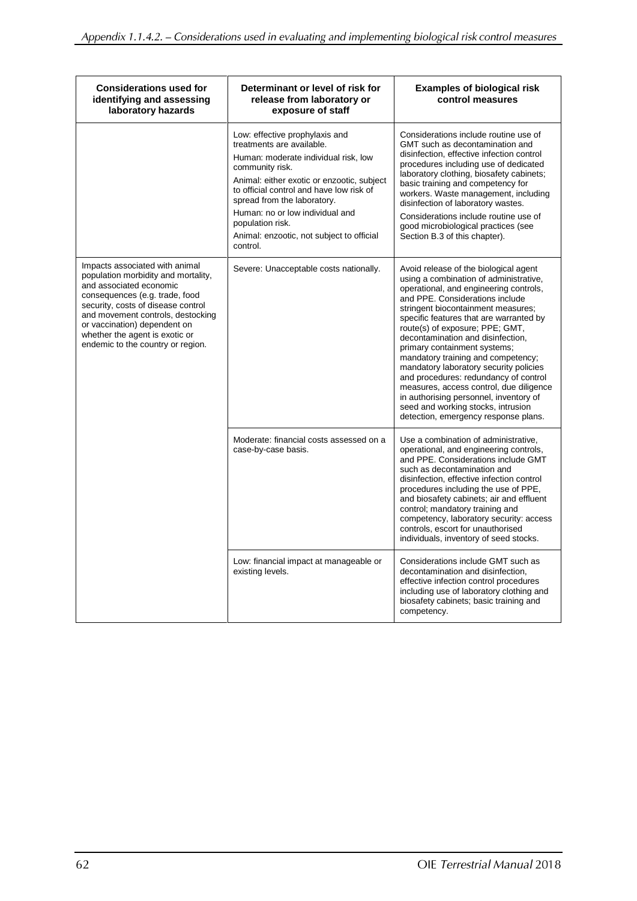| Considerations used for identifying and assessing laboratory hazards | Determinant or level of risk for release from laboratory or exposure of staff | Examples of biological risk control measures |
|---|---|---|
| | Low: effective prophylaxis and treatments are available.<br>Human: moderate individual risk, low community risk.<br>Animal: either exotic or enzootic, subject to official control and have low risk of spread from the laboratory.<br>Human: no or low individual and population risk.<br>Animal: enzootic, not subject to official control. | Considerations include routine use of GMT such as decontamination and disinfection, effective infection control procedures including use of dedicated laboratory clothing, biosafety cabinets; basic training and competency for workers. Waste management, including disinfection of laboratory wastes.<br>Considerations include routine use of good microbiological practices (see Section B.3 of this chapter). |
| Impacts associated with animal population morbidity and mortality, and associated economic consequences (e.g. trade, food security, costs of disease control and movement controls, destocking or vaccination) dependent on whether the agent is exotic or endemic to the country or region. | Severe: Unacceptable costs nationally. | Avoid release of the biological agent using a combination of administrative, operational, and engineering controls, and PPE. Considerations include stringent biocontainment measures; specific features that are warranted by route(s) of exposure; PPE; GMT, decontamination and disinfection, primary containment systems; mandatory training and competency; mandatory laboratory security policies and procedures: redundancy of control measures, access control, due diligence in authorising personnel, inventory of seed and working stocks, intrusion detection, emergency response plans. |
| | Moderate: financial costs assessed on a case-by-case basis. | Use a combination of administrative, operational, and engineering controls, and PPE. Considerations include GMT such as decontamination and disinfection, effective infection control procedures including the use of PPE, and biosafety cabinets; air and effluent control; mandatory training and competency, laboratory security: access controls, escort for unauthorised individuals, inventory of seed stocks. |
| | Low: financial impact at manageable or existing levels. | Considerations include GMT such as decontamination and disinfection, effective infection control procedures including use of laboratory clothing and biosafety cabinets; basic training and competency. |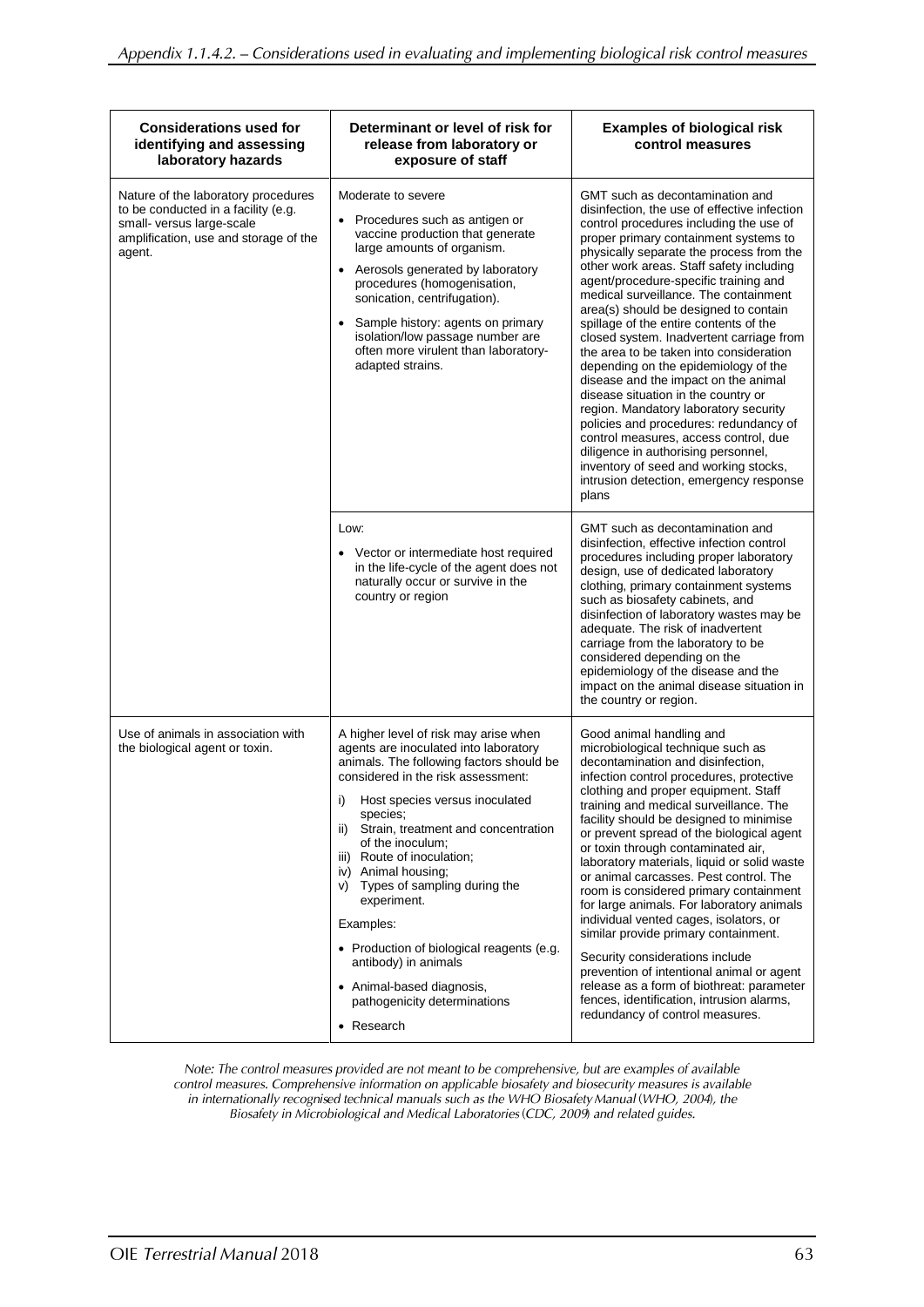| Considerations used for identifying and assessing laboratory hazards | Determinant or level of risk for release from laboratory or exposure of staff | Examples of biological risk control measures |
|---|---|---|
| Nature of the laboratory procedures to be conducted in a facility (e.g. small- versus large-scale amplification, use and storage of the agent. | Moderate to severe<br>• Procedures such as antigen or vaccine production that generate large amounts of organism.<br>• Aerosols generated by laboratory procedures (homogenisation, sonication, centrifugation).<br>• Sample history: agents on primary isolation/low passage number are often more virulent than laboratory-adapted strains. | GMT such as decontamination and disinfection, the use of effective infection control procedures including the use of proper primary containment systems to physically separate the process from the other work areas. Staff safety including agent/procedure-specific training and medical surveillance. The containment area(s) should be designed to contain spillage of the entire contents of the closed system. Inadvertent carriage from the area to be taken into consideration depending on the epidemiology of the disease and the impact on the animal disease situation in the country or region. Mandatory laboratory security policies and procedures: redundancy of control measures, access control, due diligence in authorising personnel, inventory of seed and working stocks, intrusion detection, emergency response plans |
| | Low:<br>• Vector or intermediate host required in the life-cycle of the agent does not naturally occur or survive in the country or region | GMT such as decontamination and disinfection, effective infection control procedures including proper laboratory design, use of dedicated laboratory clothing, primary containment systems such as biosafety cabinets, and disinfection of laboratory wastes may be adequate. The risk of inadvertent carriage from the laboratory to be considered depending on the epidemiology of the disease and the impact on the animal disease situation in the country or region. |
| Use of animals in association with the biological agent or toxin. | A higher level of risk may arise when agents are inoculated into laboratory animals. The following factors should be considered in the risk assessment:<br>i) Host species versus inoculated species;<br>ii) Strain, treatment and concentration of the inoculum;<br>iii) Route of inoculation;<br>iv) Animal housing;<br>v) Types of sampling during the experiment.<br>Examples:<br>• Production of biological reagents (e.g. antibody) in animals<br>• Animal-based diagnosis, pathogenicity determinations<br>• Research | Good animal handling and microbiological technique such as decontamination and disinfection, infection control procedures, protective clothing and proper equipment. Staff training and medical surveillance. The facility should be designed to minimise or prevent spread of the biological agent or toxin through contaminated air, laboratory materials, liquid or solid waste or animal carcasses. Pest control. The room is considered primary containment for large animals. For laboratory animals individual vented cages, isolators, or similar provide primary containment.<br>Security considerations include prevention of intentional animal or agent release as a form of biothreat: parameter fences, identification, intrusion alarms, redundancy of control measures. |

*Note: The control measures provided are not meant to be comprehensive, but are examples of available control measures. Comprehensive information on applicable biosafety and biosecurity measures is available in internationally recognised technical manuals such as the WHO Biosafety Manual (WHO, 2004), the Biosafety in Microbiological and Medical Laboratories (CDC, 2009) and related guides.*